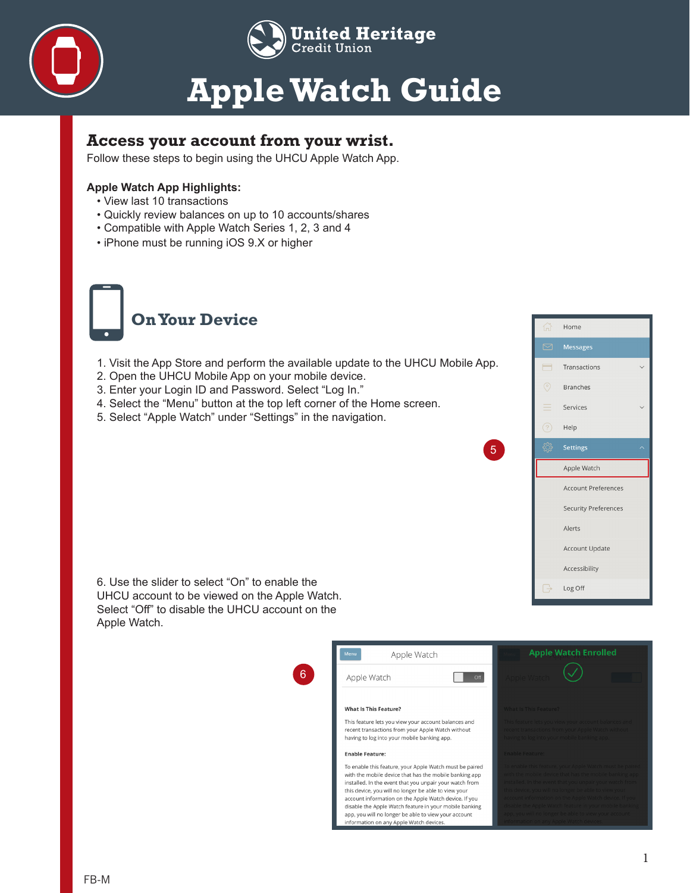United Heritage Credit Union

# Apple Watch Guide

## Access your account from your wrist.

Follow these steps to begin using the UHCU Apple Watch App.

**Apple Watch App Highlights:**

- View last 10 transactions
- Quickly review balances on up to 10 accounts/shares
- Compatible with Apple Watch Series 1, 2, 3 and 4
- iPhone must be running iOS 9.X or higher

## On Your Device

1. Visit the App Store and perform the available update to the UHCU Mobile App.
2. Open the UHCU Mobile App on your mobile device.
3. Enter your Login ID and Password. Select "Log In."
4. Select the "Menu" button at the top left corner of the Home screen.
5. Select "Apple Watch" under "Settings" in the navigation.

5

- Home
- Messages
- Transactions
- Branches
- Services
- Help
- Settings
  - Apple Watch
  - Account Preferences
  - Security Preferences
  - Alerts
  - Account Update
  - Accessibility
- Log Off

6. Use the slider to select "On" to enable the UHCU account to be viewed on the Apple Watch. Select "Off" to disable the UHCU account on the Apple Watch.

6

Menu — Apple Watch

Apple Watch — Off

**What Is This Feature?**

This feature lets you view your account balances and recent transactions from your Apple Watch without having to log into your mobile banking app.

**Enable Feature:**

To enable this feature, your Apple Watch must be paired with the mobile device that has the mobile banking app installed. In the event that you unpair your watch from this device, you will no longer be able to view your account information on the Apple Watch device. If you disable the Apple Watch feature in your mobile banking app, you will no longer be able to view your account information on any Apple Watch devices.

Apple Watch Enrolled

FB-M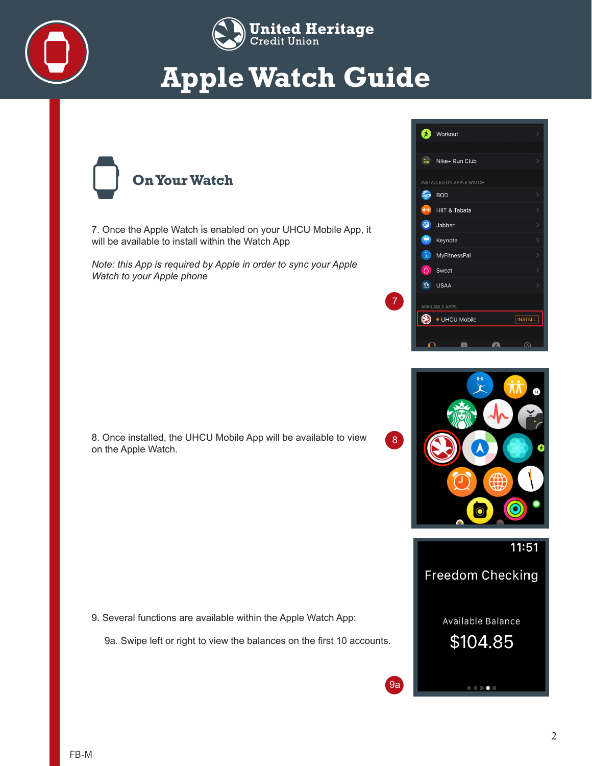## On Your Watch

7. Once the Apple Watch is enabled on your UHCU Mobile App, it will be available to install within the Watch App

*Note: this App is required by Apple in order to sync your Apple Watch to your Apple phone*

8. Once installed, the UHCU Mobile App will be available to view on the Apple Watch.

9. Several functions are available within the Apple Watch App:

   9a. Swipe left or right to view the balances on the first 10 accounts.

FB-M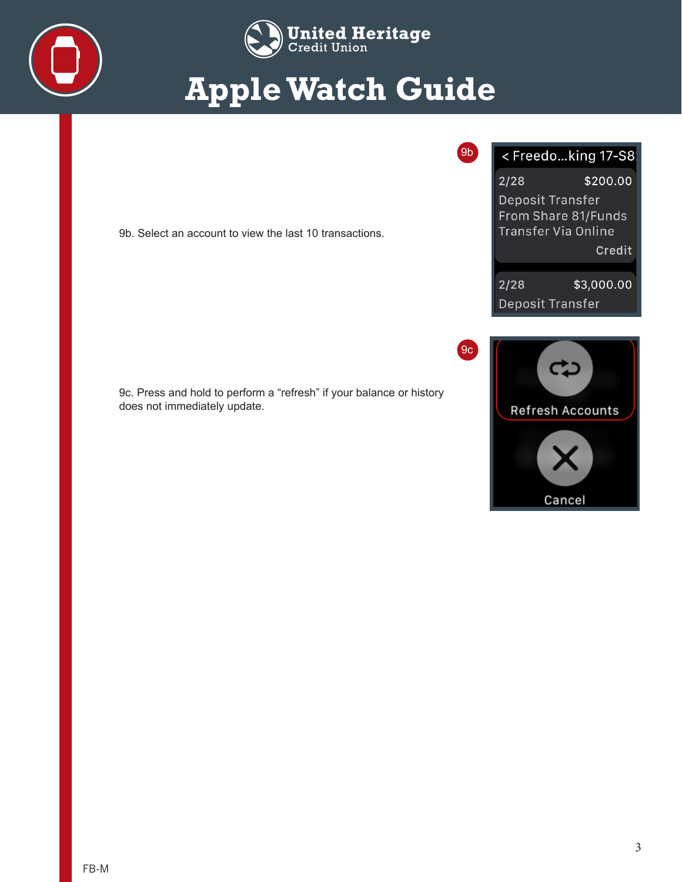# Apple Watch Guide

United Heritage Credit Union

9b. Select an account to view the last 10 transactions.

9c. Press and hold to perform a "refresh" if your balance or history does not immediately update.

FB-M